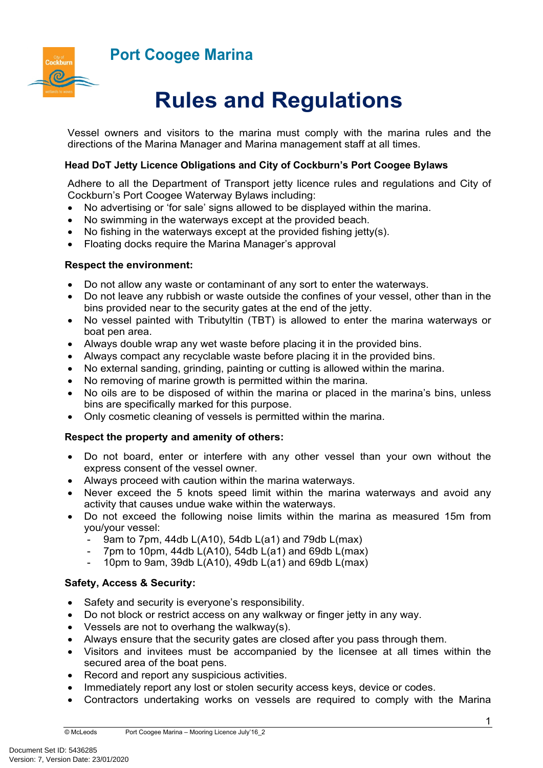## Port Coogee Marina

# Rules and Regulations

Vessel owners and visitors to the marina must comply with the marina rules and the directions of the Marina Manager and Marina management staff at all times.

### Head DoT Jetty Licence Obligations and City of Cockburn's Port Coogee Bylaws

Adhere to all the Department of Transport jetty licence rules and regulations and City of Cockburn's Port Coogee Waterway Bylaws including:

- No advertising or 'for sale' signs allowed to be displayed within the marina.
- No swimming in the waterways except at the provided beach.
- No fishing in the waterways except at the provided fishing jetty(s).
- Floating docks require the Marina Manager's approval

### Respect the environment:

- Do not allow any waste or contaminant of any sort to enter the waterways.
- Do not leave any rubbish or waste outside the confines of your vessel, other than in the bins provided near to the security gates at the end of the jetty.
- No vessel painted with Tributyltin (TBT) is allowed to enter the marina waterways or boat pen area.
- Always double wrap any wet waste before placing it in the provided bins.
- Always compact any recyclable waste before placing it in the provided bins.
- No external sanding, grinding, painting or cutting is allowed within the marina.
- No removing of marine growth is permitted within the marina.
- No oils are to be disposed of within the marina or placed in the marina's bins, unless bins are specifically marked for this purpose.
- Only cosmetic cleaning of vessels is permitted within the marina.

### Respect the property and amenity of others:

- Do not board, enter or interfere with any other vessel than your own without the express consent of the vessel owner.
- Always proceed with caution within the marina waterways.
- Never exceed the 5 knots speed limit within the marina waterways and avoid any activity that causes undue wake within the waterways.
- Do not exceed the following noise limits within the marina as measured 15m from you/your vessel:
  - 9am to 7pm, 44db L(A10), 54db L(a1) and 79db L(max)
  - 7pm to 10pm, 44db L(A10), 54db L(a1) and 69db L(max)
  - 10pm to 9am, 39db L(A10), 49db L(a1) and 69db L(max)

### Safety, Access & Security:

- Safety and security is everyone's responsibility.
- Do not block or restrict access on any walkway or finger jetty in any way.
- Vessels are not to overhang the walkway(s).
- Always ensure that the security gates are closed after you pass through them.
- Visitors and invitees must be accompanied by the licensee at all times within the secured area of the boat pens.
- Record and report any suspicious activities.
- Immediately report any lost or stolen security access keys, device or codes.
- Contractors undertaking works on vessels are required to comply with the Marina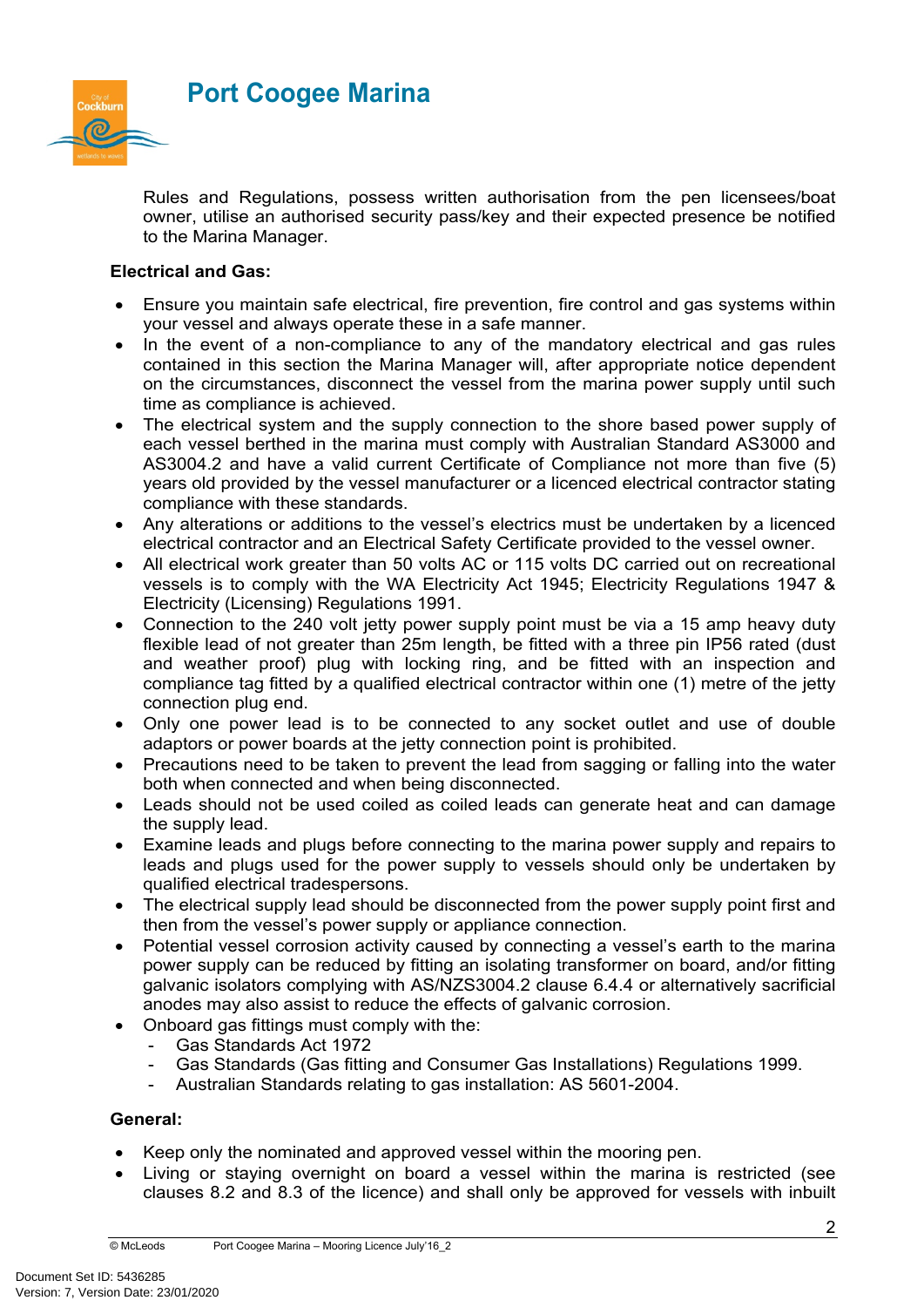Rules and Regulations, possess written authorisation from the pen licensees/boat owner, utilise an authorised security pass/key and their expected presence be notified to the Marina Manager.

**Electrical and Gas:**

- Ensure you maintain safe electrical, fire prevention, fire control and gas systems within your vessel and always operate these in a safe manner.
- In the event of a non-compliance to any of the mandatory electrical and gas rules contained in this section the Marina Manager will, after appropriate notice dependent on the circumstances, disconnect the vessel from the marina power supply until such time as compliance is achieved.
- The electrical system and the supply connection to the shore based power supply of each vessel berthed in the marina must comply with Australian Standard AS3000 and AS3004.2 and have a valid current Certificate of Compliance not more than five (5) years old provided by the vessel manufacturer or a licenced electrical contractor stating compliance with these standards.
- Any alterations or additions to the vessel's electrics must be undertaken by a licenced electrical contractor and an Electrical Safety Certificate provided to the vessel owner.
- All electrical work greater than 50 volts AC or 115 volts DC carried out on recreational vessels is to comply with the WA Electricity Act 1945; Electricity Regulations 1947 & Electricity (Licensing) Regulations 1991.
- Connection to the 240 volt jetty power supply point must be via a 15 amp heavy duty flexible lead of not greater than 25m length, be fitted with a three pin IP56 rated (dust and weather proof) plug with locking ring, and be fitted with an inspection and compliance tag fitted by a qualified electrical contractor within one (1) metre of the jetty connection plug end.
- Only one power lead is to be connected to any socket outlet and use of double adaptors or power boards at the jetty connection point is prohibited.
- Precautions need to be taken to prevent the lead from sagging or falling into the water both when connected and when being disconnected.
- Leads should not be used coiled as coiled leads can generate heat and can damage the supply lead.
- Examine leads and plugs before connecting to the marina power supply and repairs to leads and plugs used for the power supply to vessels should only be undertaken by qualified electrical tradespersons.
- The electrical supply lead should be disconnected from the power supply point first and then from the vessel's power supply or appliance connection.
- Potential vessel corrosion activity caused by connecting a vessel's earth to the marina power supply can be reduced by fitting an isolating transformer on board, and/or fitting galvanic isolators complying with AS/NZS3004.2 clause 6.4.4 or alternatively sacrificial anodes may also assist to reduce the effects of galvanic corrosion.
- Onboard gas fittings must comply with the:
  - Gas Standards Act 1972
  - Gas Standards (Gas fitting and Consumer Gas Installations) Regulations 1999.
  - Australian Standards relating to gas installation: AS 5601-2004.

**General:**

- Keep only the nominated and approved vessel within the mooring pen.
- Living or staying overnight on board a vessel within the marina is restricted (see clauses 8.2 and 8.3 of the licence) and shall only be approved for vessels with inbuilt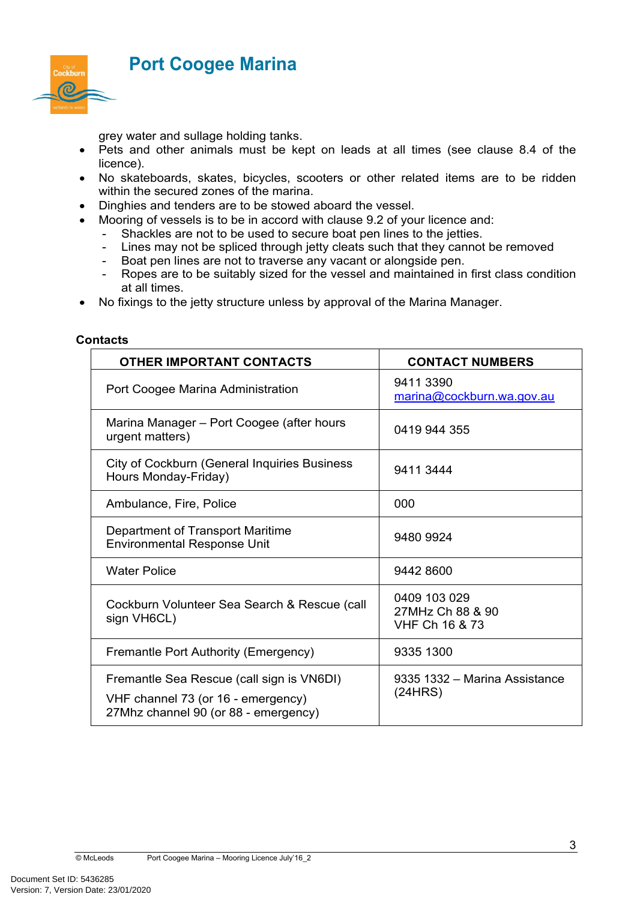grey water and sullage holding tanks.

- Pets and other animals must be kept on leads at all times (see clause 8.4 of the licence).
- No skateboards, skates, bicycles, scooters or other related items are to be ridden within the secured zones of the marina.
- Dinghies and tenders are to be stowed aboard the vessel.
- Mooring of vessels is to be in accord with clause 9.2 of your licence and:
  - Shackles are not to be used to secure boat pen lines to the jetties.
  - Lines may not be spliced through jetty cleats such that they cannot be removed
  - Boat pen lines are not to traverse any vacant or alongside pen.
  - Ropes are to be suitably sized for the vessel and maintained in first class condition at all times.
- No fixings to the jetty structure unless by approval of the Marina Manager.

**Contacts**

| OTHER IMPORTANT CONTACTS | CONTACT NUMBERS |
|---|---|
| Port Coogee Marina Administration | 9411 3390<br>marina@cockburn.wa.gov.au |
| Marina Manager – Port Coogee (after hours urgent matters) | 0419 944 355 |
| City of Cockburn (General Inquiries Business Hours Monday-Friday) | 9411 3444 |
| Ambulance, Fire, Police | 000 |
| Department of Transport Maritime Environmental Response Unit | 9480 9924 |
| Water Police | 9442 8600 |
| Cockburn Volunteer Sea Search & Rescue (call sign VH6CL) | 0409 103 029<br>27MHz Ch 88 & 90<br>VHF Ch 16 & 73 |
| Fremantle Port Authority (Emergency) | 9335 1300 |
| Fremantle Sea Rescue (call sign is VN6DI)<br>VHF channel 73 (or 16 - emergency)<br>27Mhz channel 90 (or 88 - emergency) | 9335 1332 – Marina Assistance (24HRS) |